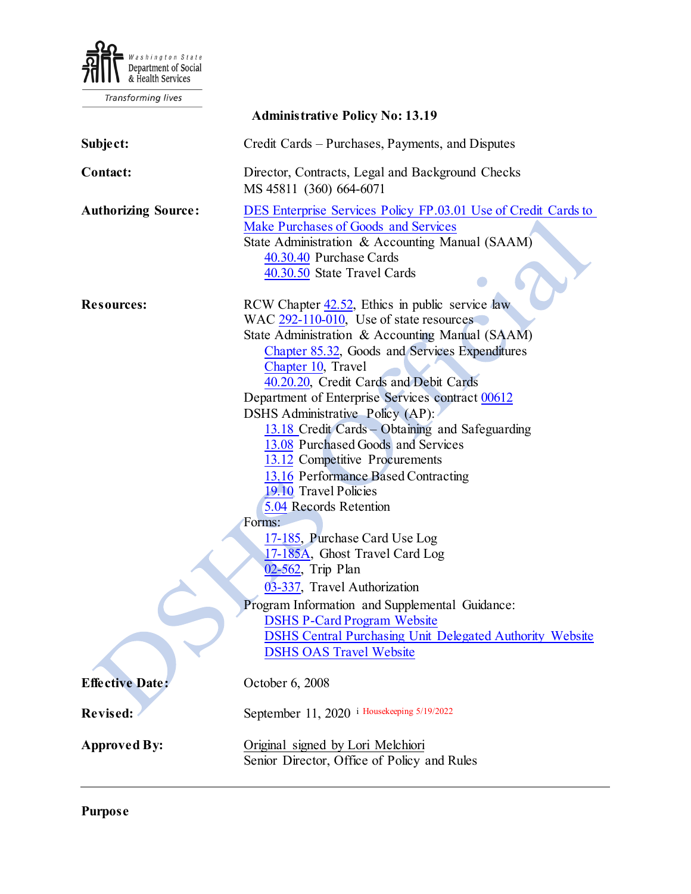Washington State Department of Social & Health Services

Transforming lives

**Administrative Policy No: 13.19**

| | |
|---|---|
| **Subject:** | Credit Cards – Purchases, Payments, and Disputes |
| **Contact:** | Director, Contracts, Legal and Background Checks<br>MS 45811 (360) 664-6071 |
| **Authorizing Source:** | DES Enterprise Services Policy FP.03.01 Use of Credit Cards to Make Purchases of Goods and Services<br>State Administration & Accounting Manual (SAAM)<br>40.30.40 Purchase Cards<br>40.30.50 State Travel Cards |
| **Resources:** | RCW Chapter 42.52, Ethics in public service law<br>WAC 292-110-010, Use of state resources<br>State Administration & Accounting Manual (SAAM)<br>Chapter 85.32, Goods and Services Expenditures<br>Chapter 10, Travel<br>40.20.20, Credit Cards and Debit Cards<br>Department of Enterprise Services contract 00612<br>DSHS Administrative Policy (AP):<br>13.18 Credit Cards – Obtaining and Safeguarding<br>13.08 Purchased Goods and Services<br>13.12 Competitive Procurements<br>13.16 Performance Based Contracting<br>19.10 Travel Policies<br>5.04 Records Retention<br>Forms:<br>17-185, Purchase Card Use Log<br>17-185A, Ghost Travel Card Log<br>02-562, Trip Plan<br>03-337, Travel Authorization<br>Program Information and Supplemental Guidance:<br>DSHS P-Card Program Website<br>DSHS Central Purchasing Unit Delegated Authority Website<br>DSHS OAS Travel Website |
| **Effective Date:** | October 6, 2008 |
| **Revised:** | September 11, 2020 [i] Housekeeping 5/19/2022 |
| **Approved By:** | Original signed by Lori Melchiori<br>Senior Director, Office of Policy and Rules |

---

**Purpose**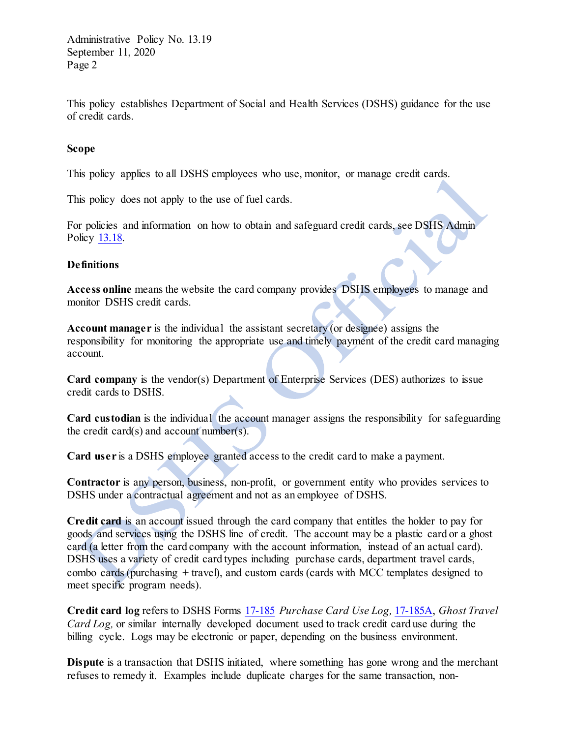This policy establishes Department of Social and Health Services (DSHS) guidance for the use of credit cards.

**Scope**

This policy applies to all DSHS employees who use, monitor, or manage credit cards.

This policy does not apply to the use of fuel cards.

For policies and information on how to obtain and safeguard credit cards, see DSHS Admin Policy 13.18.

**Definitions**

**Access online** means the website the card company provides DSHS employees to manage and monitor DSHS credit cards.

**Account manager** is the individual the assistant secretary (or designee) assigns the responsibility for monitoring the appropriate use and timely payment of the credit card managing account.

**Card company** is the vendor(s) Department of Enterprise Services (DES) authorizes to issue credit cards to DSHS.

**Card custodian** is the individual the account manager assigns the responsibility for safeguarding the credit card(s) and account number(s).

**Card user** is a DSHS employee granted access to the credit card to make a payment.

**Contractor** is any person, business, non-profit, or government entity who provides services to DSHS under a contractual agreement and not as an employee of DSHS.

**Credit card** is an account issued through the card company that entitles the holder to pay for goods and services using the DSHS line of credit. The account may be a plastic card or a ghost card (a letter from the card company with the account information, instead of an actual card). DSHS uses a variety of credit card types including purchase cards, department travel cards, combo cards (purchasing + travel), and custom cards (cards with MCC templates designed to meet specific program needs).

**Credit card log** refers to DSHS Forms 17-185 *Purchase Card Use Log,* 17-185A, *Ghost Travel Card Log,* or similar internally developed document used to track credit card use during the billing cycle. Logs may be electronic or paper, depending on the business environment.

**Dispute** is a transaction that DSHS initiated, where something has gone wrong and the merchant refuses to remedy it. Examples include duplicate charges for the same transaction, non-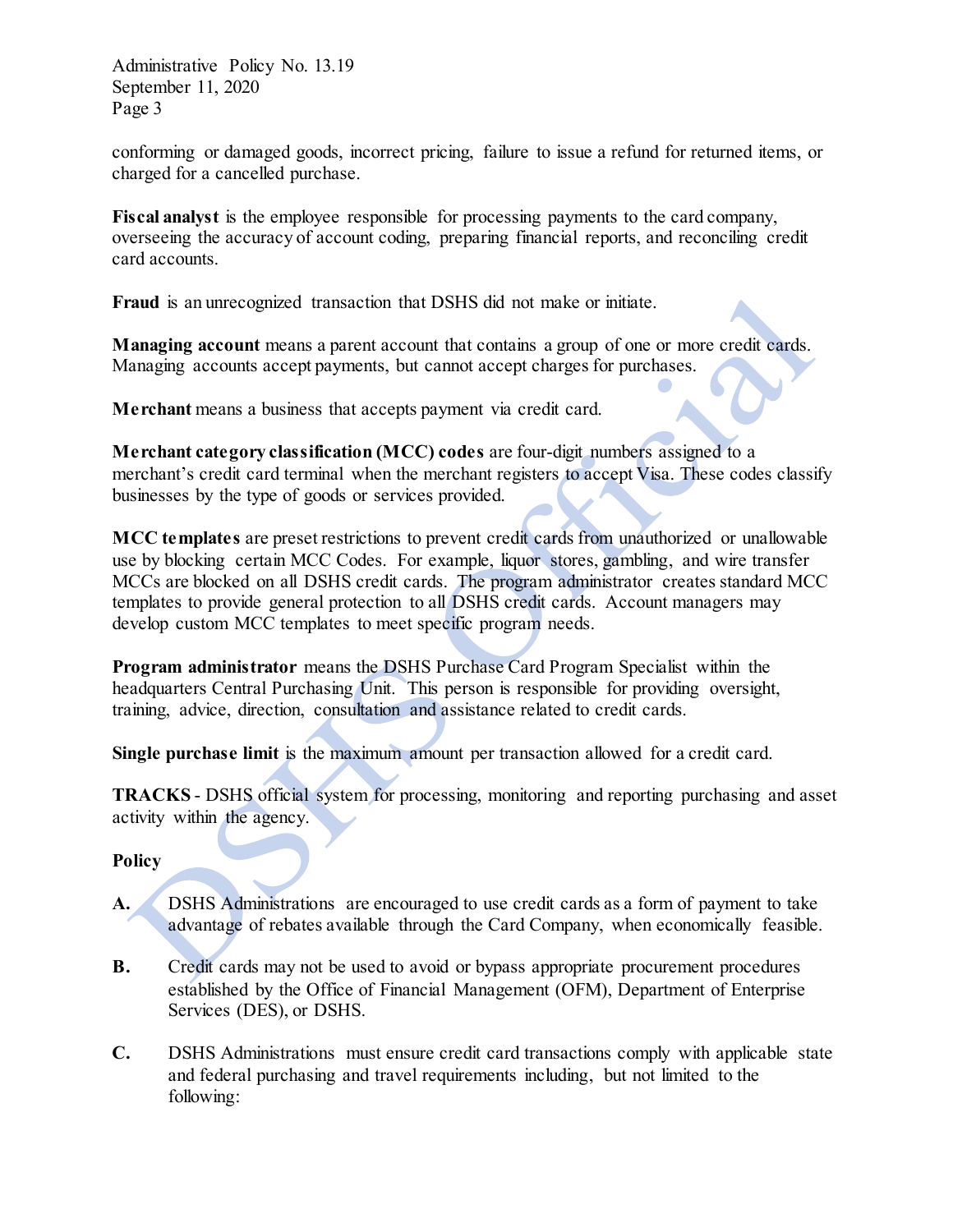conforming or damaged goods, incorrect pricing, failure to issue a refund for returned items, or charged for a cancelled purchase.

**Fiscal analyst** is the employee responsible for processing payments to the card company, overseeing the accuracy of account coding, preparing financial reports, and reconciling credit card accounts.

**Fraud** is an unrecognized transaction that DSHS did not make or initiate.

**Managing account** means a parent account that contains a group of one or more credit cards. Managing accounts accept payments, but cannot accept charges for purchases.

**Merchant** means a business that accepts payment via credit card.

**Merchant category classification (MCC) codes** are four-digit numbers assigned to a merchant's credit card terminal when the merchant registers to accept Visa. These codes classify businesses by the type of goods or services provided.

**MCC templates** are preset restrictions to prevent credit cards from unauthorized or unallowable use by blocking certain MCC Codes. For example, liquor stores, gambling, and wire transfer MCCs are blocked on all DSHS credit cards. The program administrator creates standard MCC templates to provide general protection to all DSHS credit cards. Account managers may develop custom MCC templates to meet specific program needs.

**Program administrator** means the DSHS Purchase Card Program Specialist within the headquarters Central Purchasing Unit. This person is responsible for providing oversight, training, advice, direction, consultation and assistance related to credit cards.

**Single purchase limit** is the maximum amount per transaction allowed for a credit card.

**TRACKS** - DSHS official system for processing, monitoring and reporting purchasing and asset activity within the agency.

## Policy

**A.** DSHS Administrations are encouraged to use credit cards as a form of payment to take advantage of rebates available through the Card Company, when economically feasible.

**B.** Credit cards may not be used to avoid or bypass appropriate procurement procedures established by the Office of Financial Management (OFM), Department of Enterprise Services (DES), or DSHS.

**C.** DSHS Administrations must ensure credit card transactions comply with applicable state and federal purchasing and travel requirements including, but not limited to the following: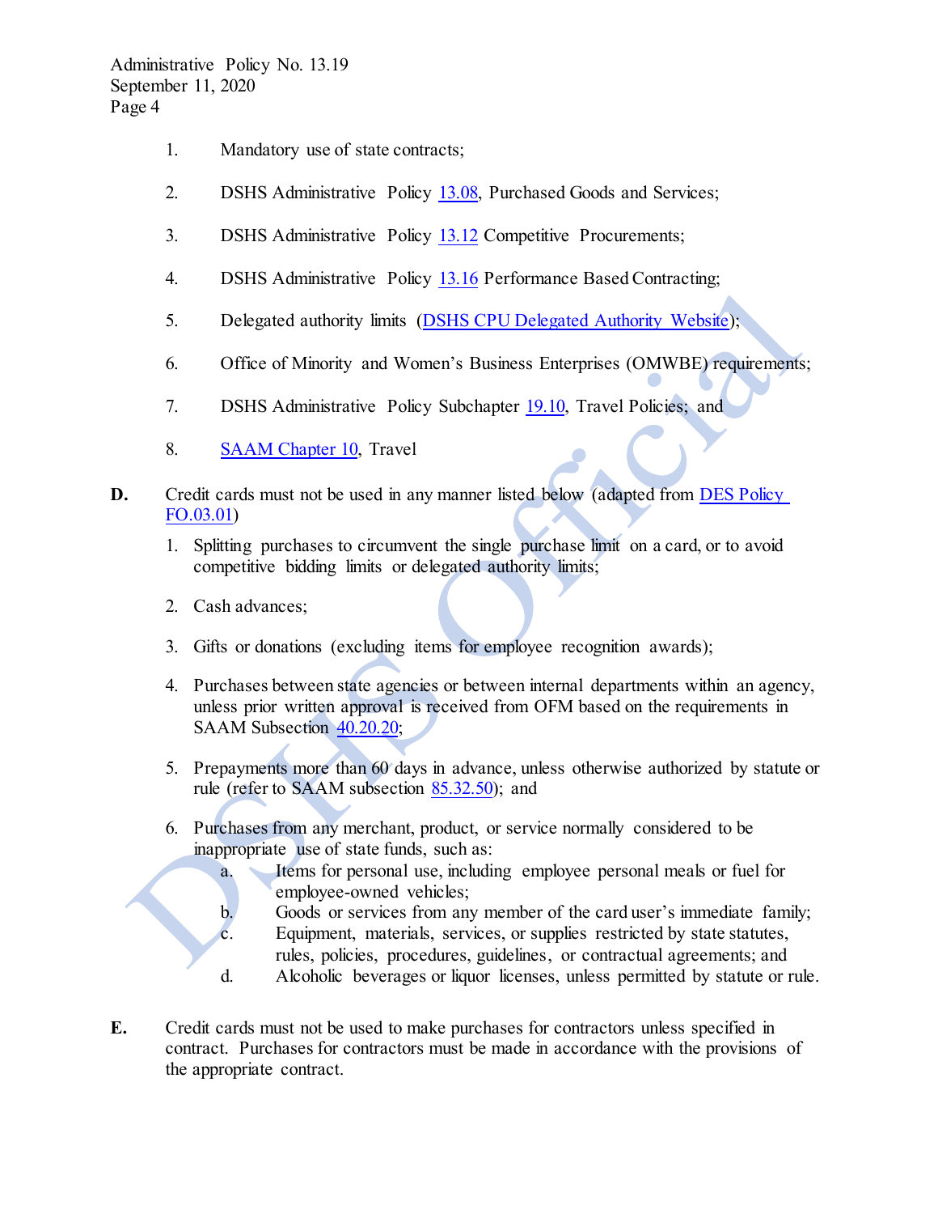1. Mandatory use of state contracts;

2. DSHS Administrative Policy [13.08](), Purchased Goods and Services;

3. DSHS Administrative Policy [13.12]() Competitive Procurements;

4. DSHS Administrative Policy [13.16]() Performance Based Contracting;

5. Delegated authority limits ([DSHS CPU Delegated Authority Website]());

6. Office of Minority and Women's Business Enterprises (OMWBE) requirements;

7. DSHS Administrative Policy Subchapter [19.10](), Travel Policies; and

8. [SAAM Chapter 10](), Travel

**D.** Credit cards must not be used in any manner listed below (adapted from [DES Policy FO.03.01]())

1. Splitting purchases to circumvent the single purchase limit on a card, or to avoid competitive bidding limits or delegated authority limits;

2. Cash advances;

3. Gifts or donations (excluding items for employee recognition awards);

4. Purchases between state agencies or between internal departments within an agency, unless prior written approval is received from OFM based on the requirements in SAAM Subsection [40.20.20]();

5. Prepayments more than 60 days in advance, unless otherwise authorized by statute or rule (refer to SAAM subsection [85.32.50]()); and

6. Purchases from any merchant, product, or service normally considered to be inappropriate use of state funds, such as:
   a. Items for personal use, including employee personal meals or fuel for employee-owned vehicles;
   b. Goods or services from any member of the card user's immediate family;
   c. Equipment, materials, services, or supplies restricted by state statutes, rules, policies, procedures, guidelines, or contractual agreements; and
   d. Alcoholic beverages or liquor licenses, unless permitted by statute or rule.

**E.** Credit cards must not be used to make purchases for contractors unless specified in contract. Purchases for contractors must be made in accordance with the provisions of the appropriate contract.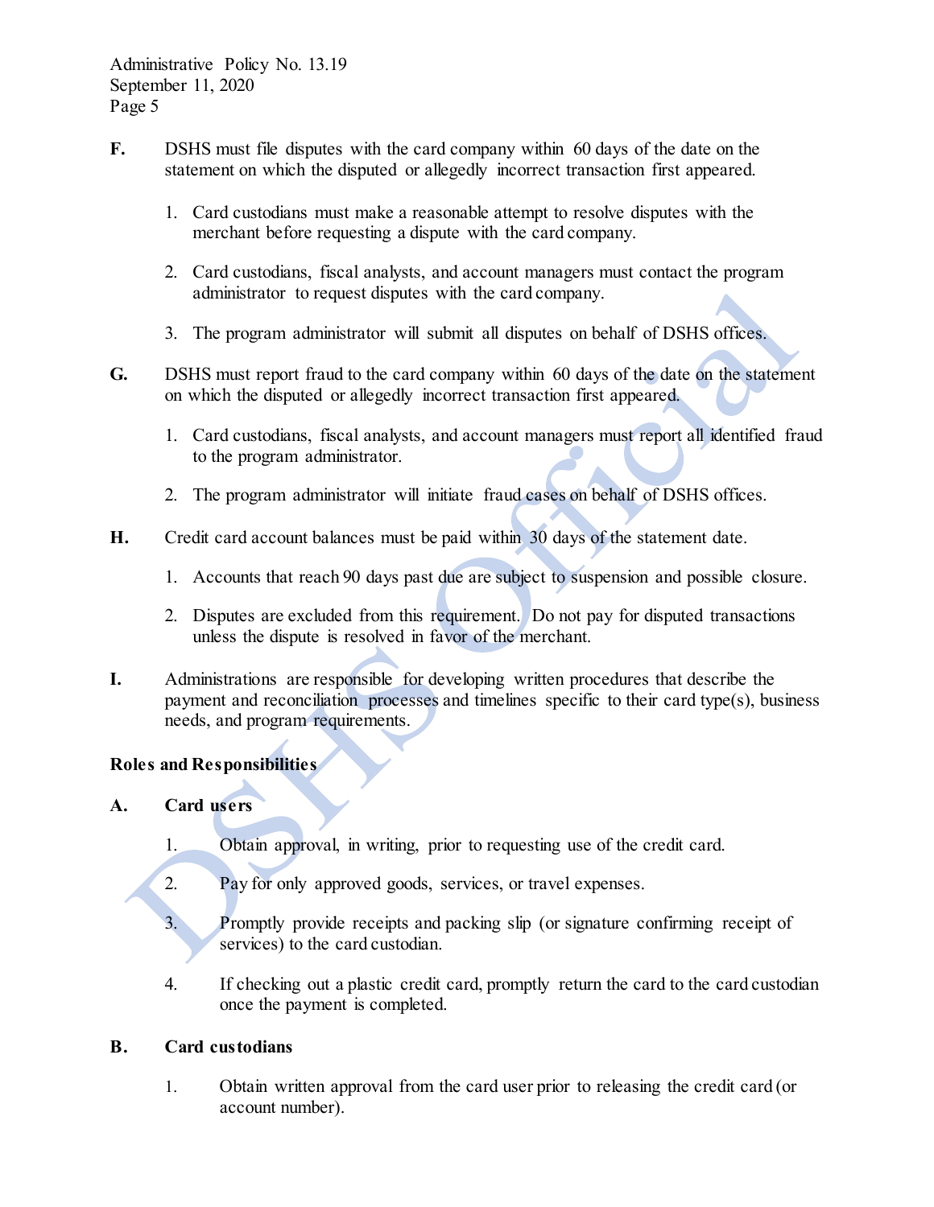**F.** DSHS must file disputes with the card company within 60 days of the date on the statement on which the disputed or allegedly incorrect transaction first appeared.

1. Card custodians must make a reasonable attempt to resolve disputes with the merchant before requesting a dispute with the card company.
2. Card custodians, fiscal analysts, and account managers must contact the program administrator to request disputes with the card company.
3. The program administrator will submit all disputes on behalf of DSHS offices.

**G.** DSHS must report fraud to the card company within 60 days of the date on the statement on which the disputed or allegedly incorrect transaction first appeared.

1. Card custodians, fiscal analysts, and account managers must report all identified fraud to the program administrator.
2. The program administrator will initiate fraud cases on behalf of DSHS offices.

**H.** Credit card account balances must be paid within 30 days of the statement date.

1. Accounts that reach 90 days past due are subject to suspension and possible closure.
2. Disputes are excluded from this requirement. Do not pay for disputed transactions unless the dispute is resolved in favor of the merchant.

**I.** Administrations are responsible for developing written procedures that describe the payment and reconciliation processes and timelines specific to their card type(s), business needs, and program requirements.

**Roles and Responsibilities**

**A. Card users**

1. Obtain approval, in writing, prior to requesting use of the credit card.
2. Pay for only approved goods, services, or travel expenses.
3. Promptly provide receipts and packing slip (or signature confirming receipt of services) to the card custodian.
4. If checking out a plastic credit card, promptly return the card to the card custodian once the payment is completed.

**B. Card custodians**

1. Obtain written approval from the card user prior to releasing the credit card (or account number).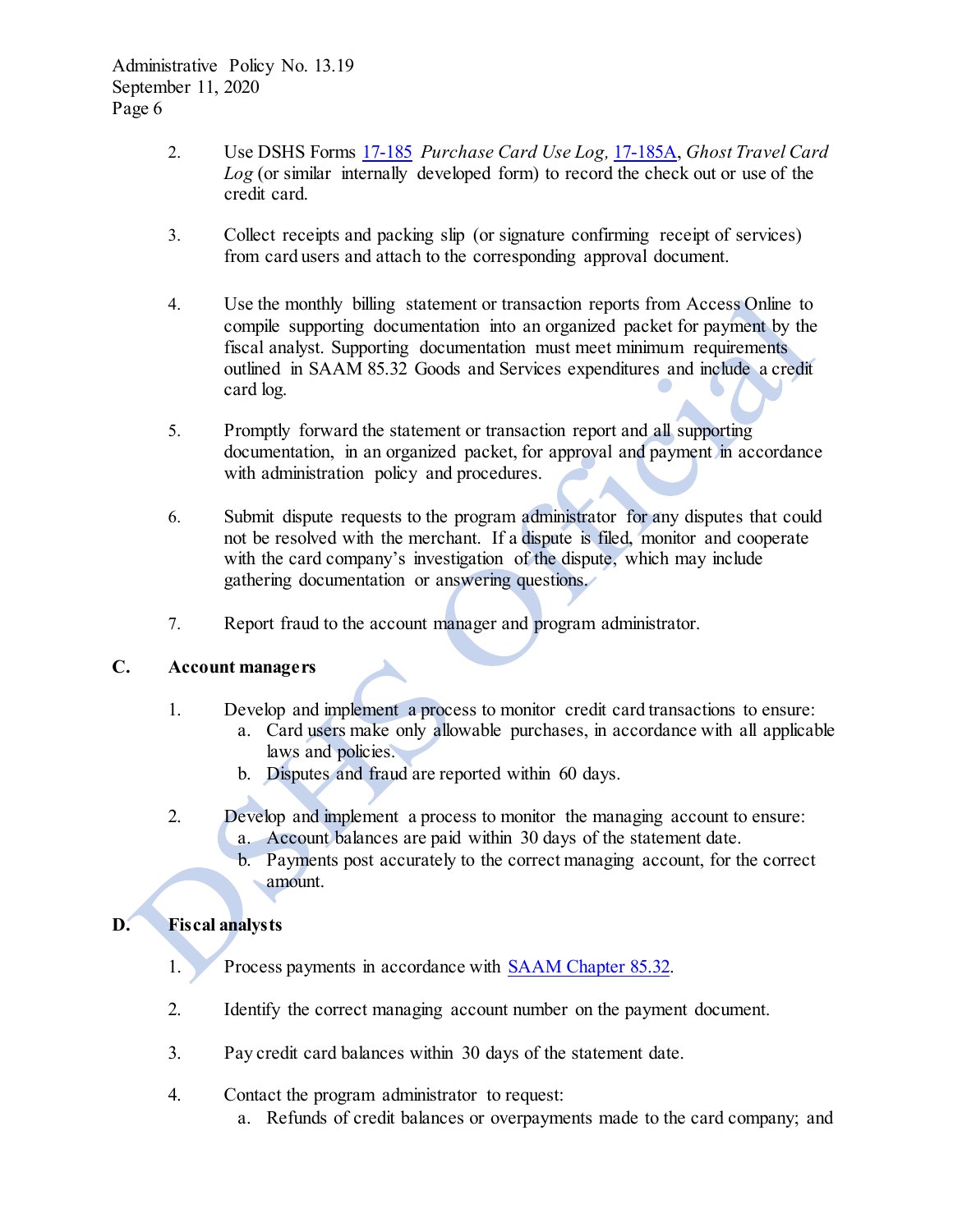2. Use DSHS Forms [17-185](17-185) *Purchase Card Use Log,* [17-185A](17-185A), *Ghost Travel Card Log* (or similar internally developed form) to record the check out or use of the credit card.

3. Collect receipts and packing slip (or signature confirming receipt of services) from card users and attach to the corresponding approval document.

4. Use the monthly billing statement or transaction reports from Access Online to compile supporting documentation into an organized packet for payment by the fiscal analyst. Supporting documentation must meet minimum requirements outlined in SAAM 85.32 Goods and Services expenditures and include a credit card log.

5. Promptly forward the statement or transaction report and all supporting documentation, in an organized packet, for approval and payment in accordance with administration policy and procedures.

6. Submit dispute requests to the program administrator for any disputes that could not be resolved with the merchant. If a dispute is filed, monitor and cooperate with the card company's investigation of the dispute, which may include gathering documentation or answering questions.

7. Report fraud to the account manager and program administrator.

**C. Account managers**

1. Develop and implement a process to monitor credit card transactions to ensure:
   a. Card users make only allowable purchases, in accordance with all applicable laws and policies.
   b. Disputes and fraud are reported within 60 days.

2. Develop and implement a process to monitor the managing account to ensure:
   a. Account balances are paid within 30 days of the statement date.
   b. Payments post accurately to the correct managing account, for the correct amount.

**D. Fiscal analysts**

1. Process payments in accordance with [SAAM Chapter 85.32](SAAM Chapter 85.32).

2. Identify the correct managing account number on the payment document.

3. Pay credit card balances within 30 days of the statement date.

4. Contact the program administrator to request:
   a. Refunds of credit balances or overpayments made to the card company; and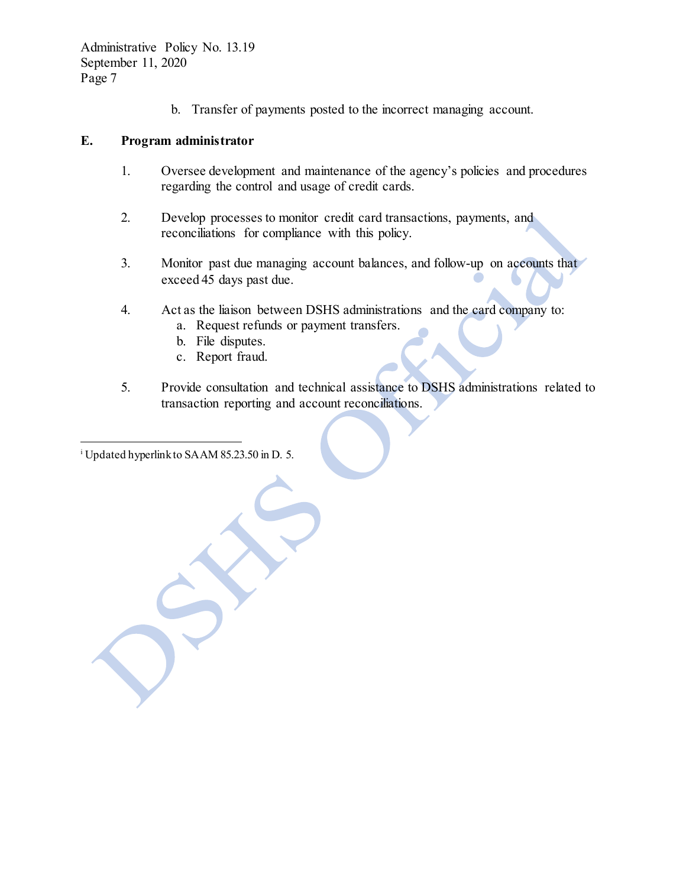b. Transfer of payments posted to the incorrect managing account.

## E. Program administrator

1. Oversee development and maintenance of the agency's policies and procedures regarding the control and usage of credit cards.

2. Develop processes to monitor credit card transactions, payments, and reconciliations for compliance with this policy.

3. Monitor past due managing account balances, and follow-up on accounts that exceed 45 days past due.

4. Act as the liaison between DSHS administrations and the card company to:
   a. Request refunds or payment transfers.
   b. File disputes.
   c. Report fraud.

5. Provide consultation and technical assistance to DSHS administrations related to transaction reporting and account reconciliations.

---

[i] Updated hyperlink to SAAM 85.23.50 in D. 5.